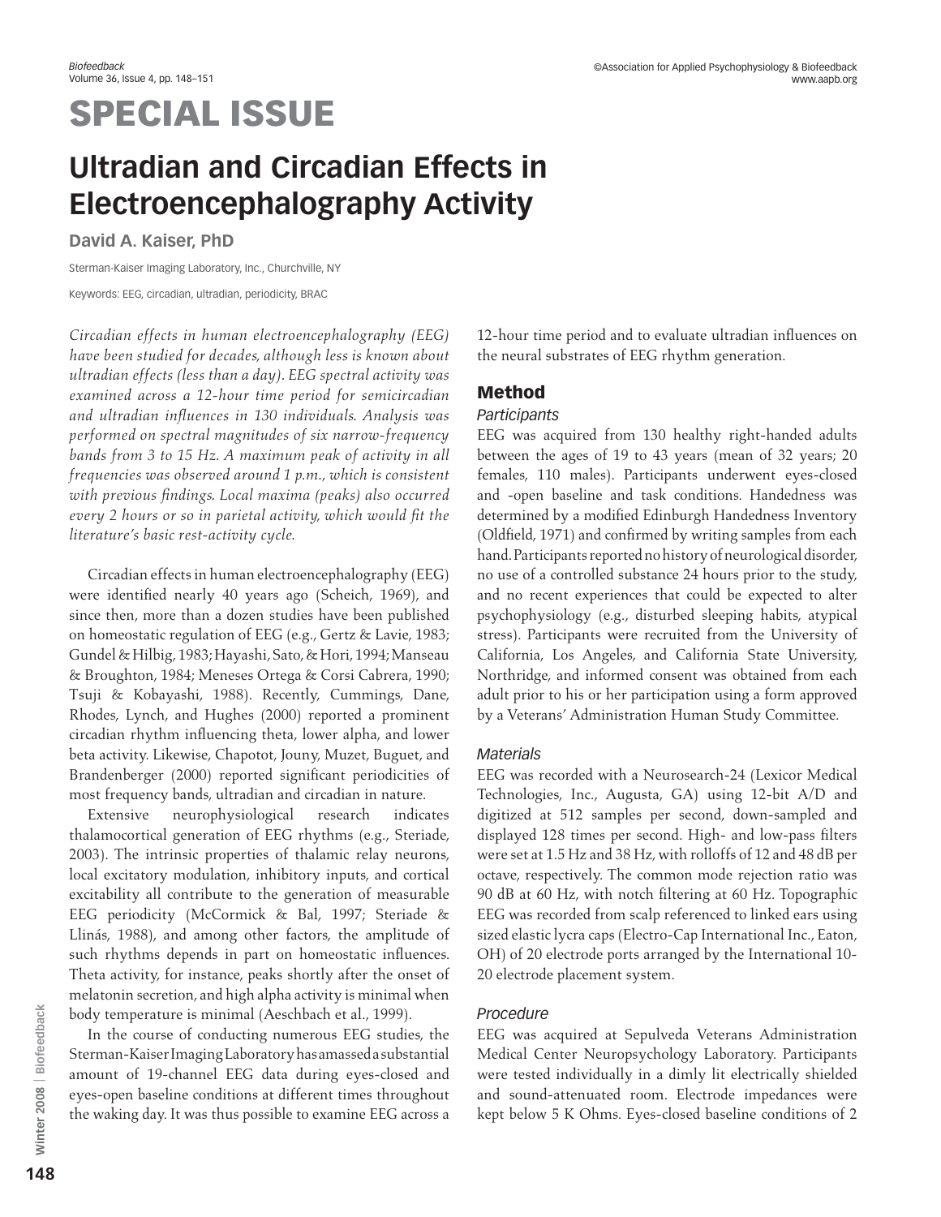# SPECIAL ISSUE

## Ultradian and Circadian Effects in Electroencephalography Activity

**David A. Kaiser, PhD**

Sterman-Kaiser Imaging Laboratory, Inc., Churchville, NY

Keywords: EEG, circadian, ultradian, periodicity, BRAC

*Circadian effects in human electroencephalography (EEG) have been studied for decades, although less is known about ultradian effects (less than a day). EEG spectral activity was examined across a 12-hour time period for semicircadian and ultradian influences in 130 individuals. Analysis was performed on spectral magnitudes of six narrow-frequency bands from 3 to 15 Hz. A maximum peak of activity in all frequencies was observed around 1 p.m., which is consistent with previous findings. Local maxima (peaks) also occurred every 2 hours or so in parietal activity, which would fit the literature's basic rest-activity cycle.*

Circadian effects in human electroencephalography (EEG) were identified nearly 40 years ago (Scheich, 1969), and since then, more than a dozen studies have been published on homeostatic regulation of EEG (e.g., Gertz & Lavie, 1983; Gundel & Hilbig, 1983; Hayashi, Sato, & Hori, 1994; Manseau & Broughton, 1984; Meneses Ortega & Corsi Cabrera, 1990; Tsuji & Kobayashi, 1988). Recently, Cummings, Dane, Rhodes, Lynch, and Hughes (2000) reported a prominent circadian rhythm influencing theta, lower alpha, and lower beta activity. Likewise, Chapotot, Jouny, Muzet, Buguet, and Brandenberger (2000) reported significant periodicities of most frequency bands, ultradian and circadian in nature.

Extensive neurophysiological research indicates thalamocortical generation of EEG rhythms (e.g., Steriade, 2003). The intrinsic properties of thalamic relay neurons, local excitatory modulation, inhibitory inputs, and cortical excitability all contribute to the generation of measurable EEG periodicity (McCormick & Bal, 1997; Steriade & Llinás, 1988), and among other factors, the amplitude of such rhythms depends in part on homeostatic influences. Theta activity, for instance, peaks shortly after the onset of melatonin secretion, and high alpha activity is minimal when body temperature is minimal (Aeschbach et al., 1999).

In the course of conducting numerous EEG studies, the Sterman-Kaiser Imaging Laboratory has amassed a substantial amount of 19-channel EEG data during eyes-closed and eyes-open baseline conditions at different times throughout the waking day. It was thus possible to examine EEG across a 12-hour time period and to evaluate ultradian influences on the neural substrates of EEG rhythm generation.

### Method

#### Participants

EEG was acquired from 130 healthy right-handed adults between the ages of 19 to 43 years (mean of 32 years; 20 females, 110 males). Participants underwent eyes-closed and -open baseline and task conditions. Handedness was determined by a modified Edinburgh Handedness Inventory (Oldfield, 1971) and confirmed by writing samples from each hand. Participants reported no history of neurological disorder, no use of a controlled substance 24 hours prior to the study, and no recent experiences that could be expected to alter psychophysiology (e.g., disturbed sleeping habits, atypical stress). Participants were recruited from the University of California, Los Angeles, and California State University, Northridge, and informed consent was obtained from each adult prior to his or her participation using a form approved by a Veterans' Administration Human Study Committee.

#### Materials

EEG was recorded with a Neurosearch-24 (Lexicor Medical Technologies, Inc., Augusta, GA) using 12-bit A/D and digitized at 512 samples per second, down-sampled and displayed 128 times per second. High- and low-pass filters were set at 1.5 Hz and 38 Hz, with rolloffs of 12 and 48 dB per octave, respectively. The common mode rejection ratio was 90 dB at 60 Hz, with notch filtering at 60 Hz. Topographic EEG was recorded from scalp referenced to linked ears using sized elastic lycra caps (Electro-Cap International Inc., Eaton, OH) of 20 electrode ports arranged by the International 10-20 electrode placement system.

#### Procedure

EEG was acquired at Sepulveda Veterans Administration Medical Center Neuropsychology Laboratory. Participants were tested individually in a dimly lit electrically shielded and sound-attenuated room. Electrode impedances were kept below 5 K Ohms. Eyes-closed baseline conditions of 2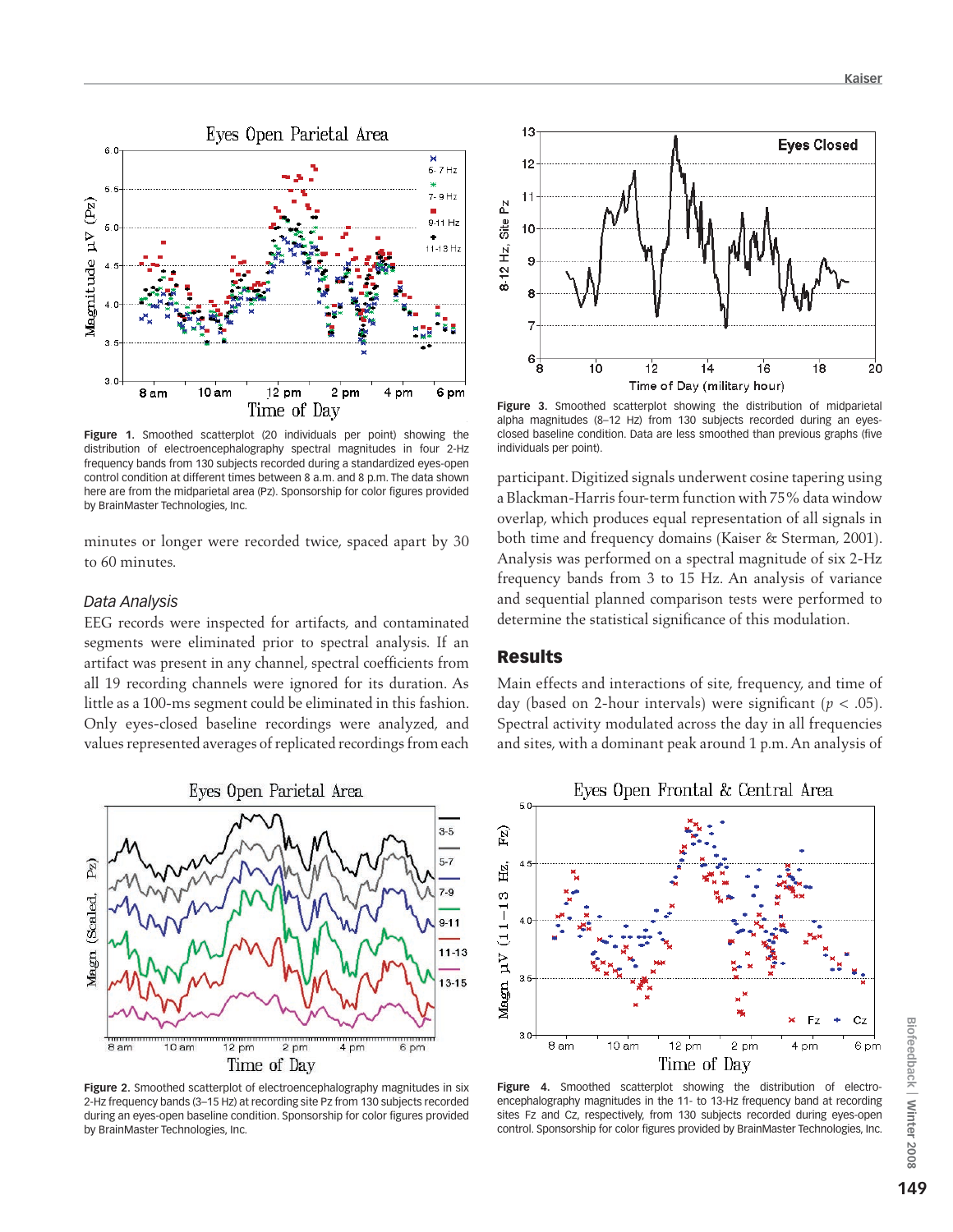Figure 1. Smoothed scatterplot (20 individuals per point) showing the distribution of electroencephalography spectral magnitudes in four 2-Hz frequency bands from 130 subjects recorded during a standardized eyes-open control condition at different times between 8 a.m. and 8 p.m. The data shown here are from the midparietal area (Pz). Sponsorship for color figures provided by BrainMaster Technologies, Inc.

minutes or longer were recorded twice, spaced apart by 30 to 60 minutes.

### Data Analysis

EEG records were inspected for artifacts, and contaminated segments were eliminated prior to spectral analysis. If an artifact was present in any channel, spectral coefficients from all 19 recording channels were ignored for its duration. As little as a 100-ms segment could be eliminated in this fashion. Only eyes-closed baseline recordings were analyzed, and values represented averages of replicated recordings from each participant. Digitized signals underwent cosine tapering using a Blackman-Harris four-term function with 75% data window overlap, which produces equal representation of all signals in both time and frequency domains (Kaiser & Sterman, 2001). Analysis was performed on a spectral magnitude of six 2-Hz frequency bands from 3 to 15 Hz. An analysis of variance and sequential planned comparison tests were performed to determine the statistical significance of this modulation.

Figure 3. Smoothed scatterplot showing the distribution of midparietal alpha magnitudes (8–12 Hz) from 130 subjects recorded during an eyes-closed baseline condition. Data are less smoothed than previous graphs (five individuals per point).

## Results

Main effects and interactions of site, frequency, and time of day (based on 2-hour intervals) were significant ($p < .05$). Spectral activity modulated across the day in all frequencies and sites, with a dominant peak around 1 p.m. An analysis of

Figure 2. Smoothed scatterplot of electroencephalography magnitudes in six 2-Hz frequency bands (3–15 Hz) at recording site Pz from 130 subjects recorded during an eyes-open baseline condition. Sponsorship for color figures provided by BrainMaster Technologies, Inc.

Figure 4. Smoothed scatterplot showing the distribution of electroencephalography magnitudes in the 11- to 13-Hz frequency band at recording sites Fz and Cz, respectively, from 130 subjects recorded during eyes-open control. Sponsorship for color figures provided by BrainMaster Technologies, Inc.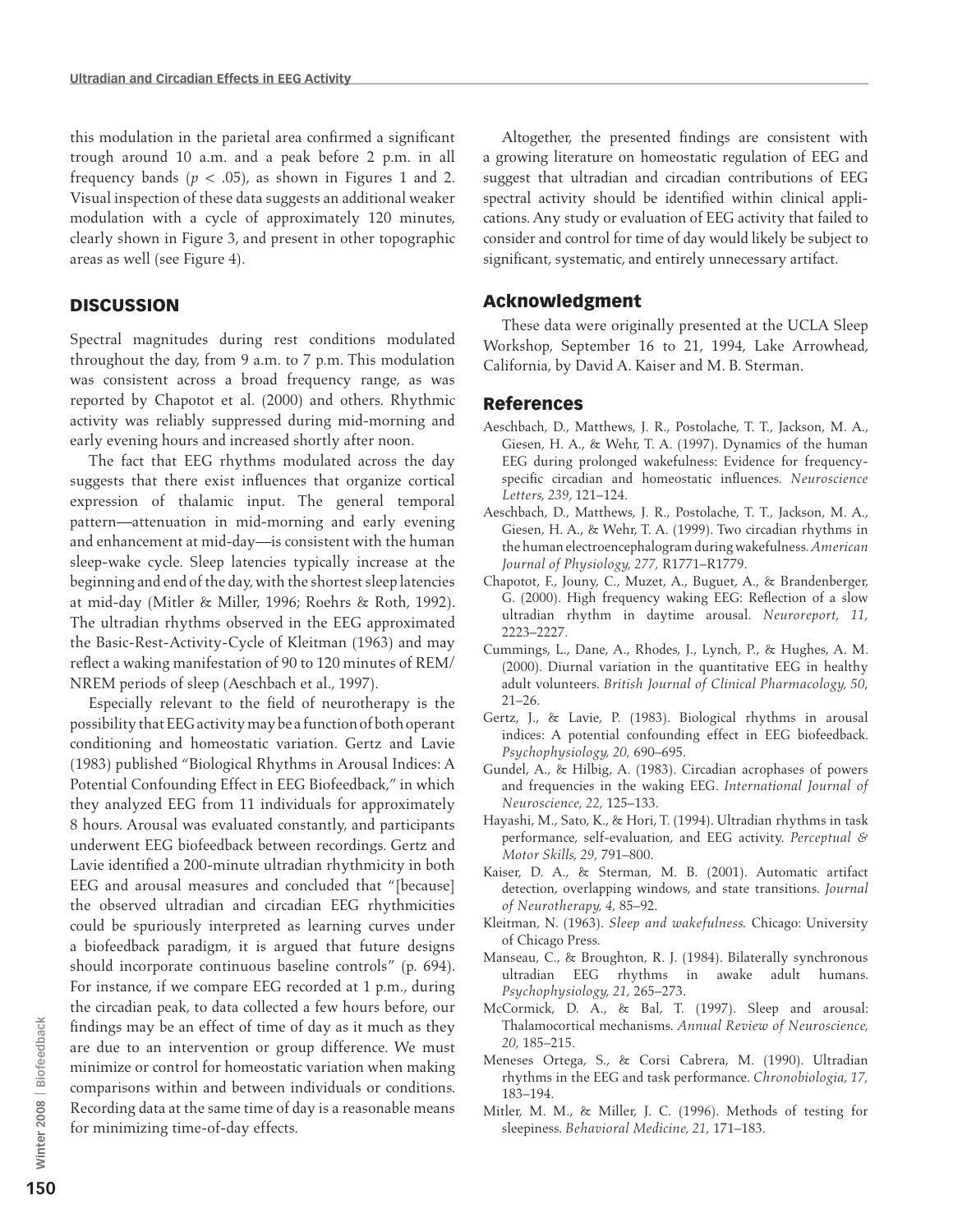this modulation in the parietal area confirmed a significant trough around 10 a.m. and a peak before 2 p.m. in all frequency bands ($p < .05$), as shown in Figures 1 and 2. Visual inspection of these data suggests an additional weaker modulation with a cycle of approximately 120 minutes, clearly shown in Figure 3, and present in other topographic areas as well (see Figure 4).

## DISCUSSION

Spectral magnitudes during rest conditions modulated throughout the day, from 9 a.m. to 7 p.m. This modulation was consistent across a broad frequency range, as was reported by Chapotot et al. (2000) and others. Rhythmic activity was reliably suppressed during mid-morning and early evening hours and increased shortly after noon.

The fact that EEG rhythms modulated across the day suggests that there exist influences that organize cortical expression of thalamic input. The general temporal pattern—attenuation in mid-morning and early evening and enhancement at mid-day—is consistent with the human sleep-wake cycle. Sleep latencies typically increase at the beginning and end of the day, with the shortest sleep latencies at mid-day (Mitler & Miller, 1996; Roehrs & Roth, 1992). The ultradian rhythms observed in the EEG approximated the Basic-Rest-Activity-Cycle of Kleitman (1963) and may reflect a waking manifestation of 90 to 120 minutes of REM/NREM periods of sleep (Aeschbach et al., 1997).

Especially relevant to the field of neurotherapy is the possibility that EEG activity may be a function of both operant conditioning and homeostatic variation. Gertz and Lavie (1983) published "Biological Rhythms in Arousal Indices: A Potential Confounding Effect in EEG Biofeedback," in which they analyzed EEG from 11 individuals for approximately 8 hours. Arousal was evaluated constantly, and participants underwent EEG biofeedback between recordings. Gertz and Lavie identified a 200-minute ultradian rhythmicity in both EEG and arousal measures and concluded that "[because] the observed ultradian and circadian EEG rhythmicities could be spuriously interpreted as learning curves under a biofeedback paradigm, it is argued that future designs should incorporate continuous baseline controls" (p. 694). For instance, if we compare EEG recorded at 1 p.m., during the circadian peak, to data collected a few hours before, our findings may be an effect of time of day as it much as they are due to an intervention or group difference. We must minimize or control for homeostatic variation when making comparisons within and between individuals or conditions. Recording data at the same time of day is a reasonable means for minimizing time-of-day effects.

Altogether, the presented findings are consistent with a growing literature on homeostatic regulation of EEG and suggest that ultradian and circadian contributions of EEG spectral activity should be identified within clinical applications. Any study or evaluation of EEG activity that failed to consider and control for time of day would likely be subject to significant, systematic, and entirely unnecessary artifact.

## Acknowledgment

These data were originally presented at the UCLA Sleep Workshop, September 16 to 21, 1994, Lake Arrowhead, California, by David A. Kaiser and M. B. Sterman.

## References

Aeschbach, D., Matthews, J. R., Postolache, T. T., Jackson, M. A., Giesen, H. A., & Wehr, T. A. (1997). Dynamics of the human EEG during prolonged wakefulness: Evidence for frequency-specific circadian and homeostatic influences. *Neuroscience Letters, 239*, 121–124.

Aeschbach, D., Matthews, J. R., Postolache, T. T., Jackson, M. A., Giesen, H. A., & Wehr, T. A. (1999). Two circadian rhythms in the human electroencephalogram during wakefulness. *American Journal of Physiology, 277,* R1771–R1779.

Chapotot, F., Jouny, C., Muzet, A., Buguet, A., & Brandenberger, G. (2000). High frequency waking EEG: Reflection of a slow ultradian rhythm in daytime arousal. *Neuroreport, 11*, 2223–2227.

Cummings, L., Dane, A., Rhodes, J., Lynch, P., & Hughes, A. M. (2000). Diurnal variation in the quantitative EEG in healthy adult volunteers. *British Journal of Clinical Pharmacology, 50*, 21–26.

Gertz, J., & Lavie, P. (1983). Biological rhythms in arousal indices: A potential confounding effect in EEG biofeedback. *Psychophysiology, 20,* 690–695.

Gundel, A., & Hilbig, A. (1983). Circadian acrophases of powers and frequencies in the waking EEG. *International Journal of Neuroscience, 22,* 125–133.

Hayashi, M., Sato, K., & Hori, T. (1994). Ultradian rhythms in task performance, self-evaluation, and EEG activity. *Perceptual & Motor Skills, 29,* 791–800.

Kaiser, D. A., & Sterman, M. B. (2001). Automatic artifact detection, overlapping windows, and state transitions. *Journal of Neurotherapy, 4,* 85–92.

Kleitman, N. (1963). *Sleep and wakefulness.* Chicago: University of Chicago Press.

Manseau, C., & Broughton, R. J. (1984). Bilaterally synchronous ultradian EEG rhythms in awake adult humans. *Psychophysiology, 21,* 265–273.

McCormick, D. A., & Bal, T. (1997). Sleep and arousal: Thalamocortical mechanisms. *Annual Review of Neuroscience, 20,* 185–215.

Meneses Ortega, S., & Corsi Cabrera, M. (1990). Ultradian rhythms in the EEG and task performance. *Chronobiologia, 17*, 183–194.

Mitler, M. M., & Miller, J. C. (1996). Methods of testing for sleepiness. *Behavioral Medicine, 21,* 171–183.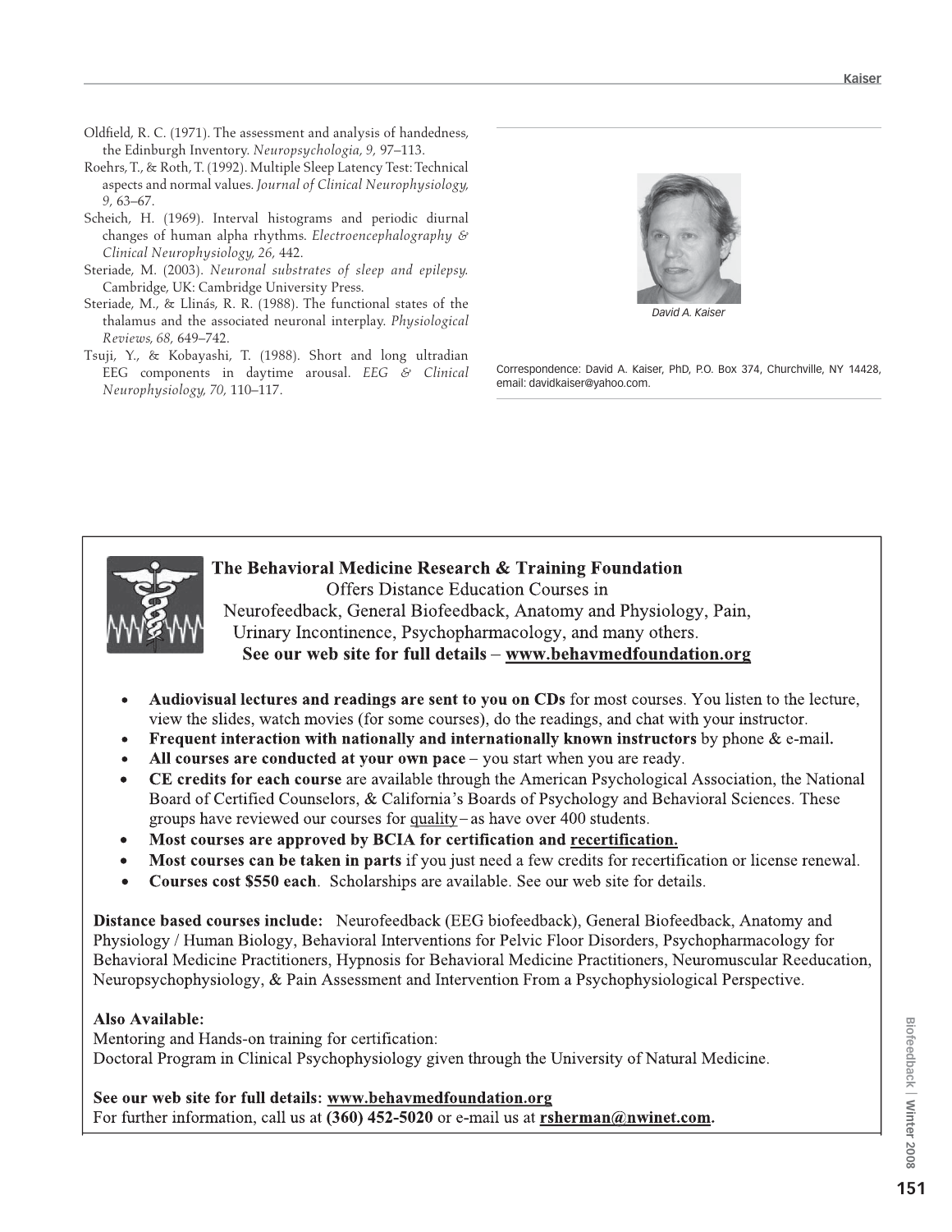Oldfield, R. C. (1971). The assessment and analysis of handedness, the Edinburgh Inventory. *Neuropsychologia, 9,* 97–113.

Roehrs, T., & Roth, T. (1992). Multiple Sleep Latency Test: Technical aspects and normal values. *Journal of Clinical Neurophysiology, 9,* 63–67.

Scheich, H. (1969). Interval histograms and periodic diurnal changes of human alpha rhythms. *Electroencephalography & Clinical Neurophysiology, 26,* 442.

Steriade, M. (2003). *Neuronal substrates of sleep and epilepsy.* Cambridge, UK: Cambridge University Press.

Steriade, M., & Llinás, R. R. (1988). The functional states of the thalamus and the associated neuronal interplay. *Physiological Reviews, 68,* 649–742.

Tsuji, Y., & Kobayashi, T. (1988). Short and long ultradian EEG components in daytime arousal. *EEG & Clinical Neurophysiology, 70,* 110–117.

David A. Kaiser

Correspondence: David A. Kaiser, PhD, P.O. Box 374, Churchville, NY 14428, email: davidkaiser@yahoo.com.

---

**The Behavioral Medicine Research & Training Foundation**
Offers Distance Education Courses in
Neurofeedback, General Biofeedback, Anatomy and Physiology, Pain, Urinary Incontinence, Psychopharmacology, and many others.
**See our web site for full details – www.behavmedfoundation.org**

- **Audiovisual lectures and readings are sent to you on CDs** for most courses. You listen to the lecture, view the slides, watch movies (for some courses), do the readings, and chat with your instructor.
- **Frequent interaction with nationally and internationally known instructors** by phone & e-mail.
- **All courses are conducted at your own pace** – you start when you are ready.
- **CE credits for each course** are available through the American Psychological Association, the National Board of Certified Counselors, & California's Boards of Psychology and Behavioral Sciences. These groups have reviewed our courses for quality – as have over 400 students.
- **Most courses are approved by BCIA for certification and recertification.**
- **Most courses can be taken in parts** if you just need a few credits for recertification or license renewal.
- **Courses cost $550 each**. Scholarships are available. See our web site for details.

**Distance based courses include:** Neurofeedback (EEG biofeedback), General Biofeedback, Anatomy and Physiology / Human Biology, Behavioral Interventions for Pelvic Floor Disorders, Psychopharmacology for Behavioral Medicine Practitioners, Hypnosis for Behavioral Medicine Practitioners, Neuromuscular Reeducation, Neuropsychophysiology, & Pain Assessment and Intervention From a Psychophysiological Perspective.

**Also Available:**
Mentoring and Hands-on training for certification:
Doctoral Program in Clinical Psychophysiology given through the University of Natural Medicine.

**See our web site for full details: www.behavmedfoundation.org**
For further information, call us at **(360) 452-5020** or e-mail us at **rsherman@nwinet.com.**